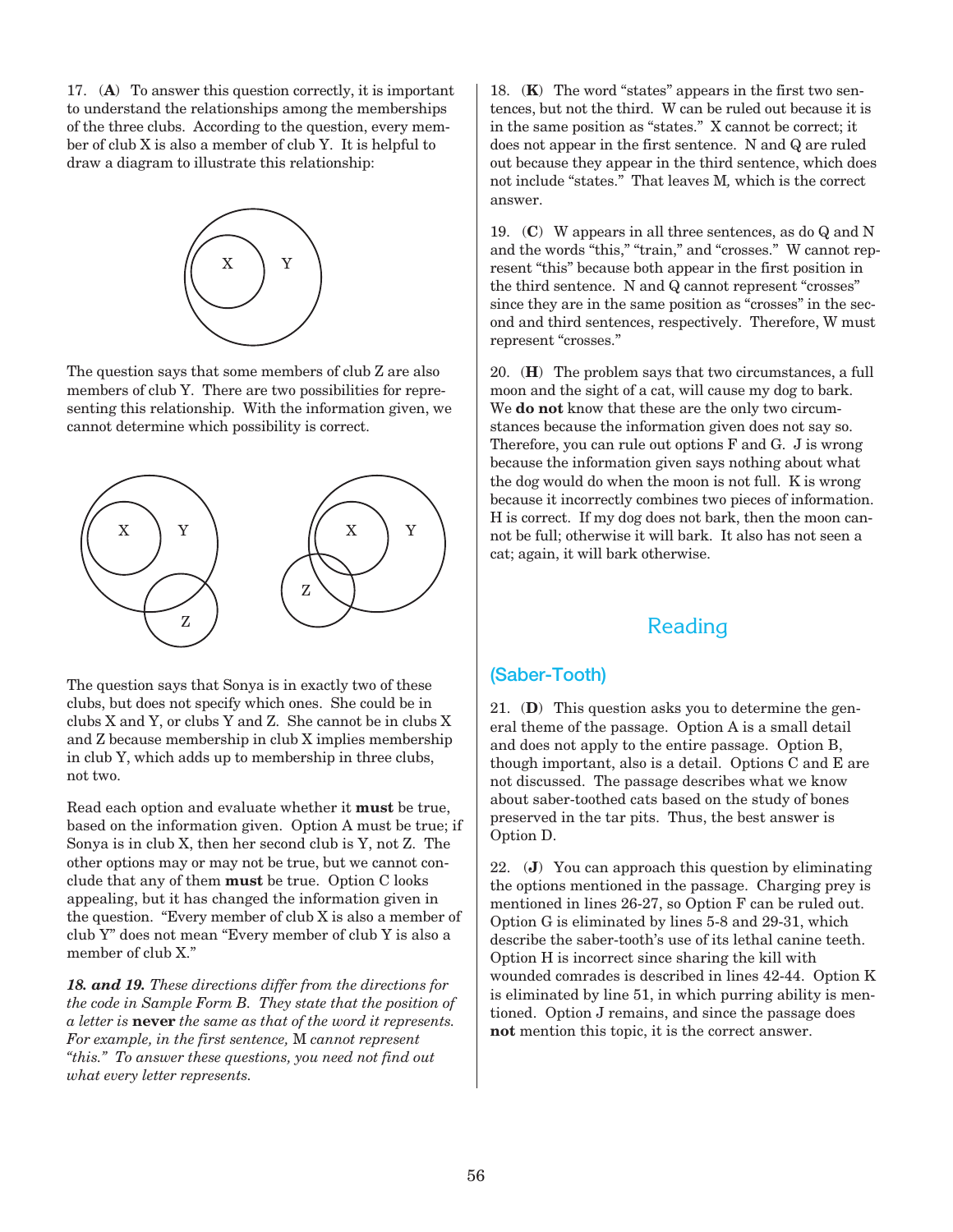17. (**A**) To answer this question correctly, it is important to understand the relationships among the memberships of the three clubs. According to the question, every member of club X is also a member of club Y. It is helpful to draw a diagram to illustrate this relationship:

The question says that some members of club Z are also members of club Y. There are two possibilities for representing this relationship. With the information given, we cannot determine which possibility is correct.

The question says that Sonya is in exactly two of these clubs, but does not specify which ones. She could be in clubs X and Y, or clubs Y and Z. She cannot be in clubs X and Z because membership in club X implies membership in club Y, which adds up to membership in three clubs, not two.

Read each option and evaluate whether it **must** be true, based on the information given. Option A must be true; if Sonya is in club X, then her second club is Y, not Z. The other options may or may not be true, but we cannot conclude that any of them **must** be true. Option C looks appealing, but it has changed the information given in the question. "Every member of club X is also a member of club Y" does not mean "Every member of club Y is also a member of club X."

***18. and 19.*** *These directions differ from the directions for the code in Sample Form B. They state that the position of a letter is* **never** *the same as that of the word it represents. For example, in the first sentence,* M *cannot represent "this." To answer these questions, you need not find out what every letter represents.*

18. (**K**) The word "states" appears in the first two sentences, but not the third. W can be ruled out because it is in the same position as "states." X cannot be correct; it does not appear in the first sentence. N and Q are ruled out because they appear in the third sentence, which does not include "states." That leaves M*,* which is the correct answer.

19. (**C**) W appears in all three sentences, as do Q and N and the words "this," "train," and "crosses." W cannot represent "this" because both appear in the first position in the third sentence. N and Q cannot represent "crosses" since they are in the same position as "crosses" in the second and third sentences, respectively. Therefore, W must represent "crosses."

20. (**H**) The problem says that two circumstances, a full moon and the sight of a cat, will cause my dog to bark. We **do not** know that these are the only two circumstances because the information given does not say so. Therefore, you can rule out options F and G. J is wrong because the information given says nothing about what the dog would do when the moon is not full. K is wrong because it incorrectly combines two pieces of information. H is correct. If my dog does not bark, then the moon cannot be full; otherwise it will bark. It also has not seen a cat; again, it will bark otherwise.

## Reading

### (Saber-Tooth)

21. (**D**) This question asks you to determine the general theme of the passage. Option A is a small detail and does not apply to the entire passage. Option B, though important, also is a detail. Options C and E are not discussed. The passage describes what we know about saber-toothed cats based on the study of bones preserved in the tar pits. Thus, the best answer is Option D.

22. (**J**) You can approach this question by eliminating the options mentioned in the passage. Charging prey is mentioned in lines 26-27, so Option F can be ruled out. Option G is eliminated by lines 5-8 and 29-31, which describe the saber-tooth's use of its lethal canine teeth. Option H is incorrect since sharing the kill with wounded comrades is described in lines 42-44. Option K is eliminated by line 51, in which purring ability is mentioned. Option J remains, and since the passage does **not** mention this topic, it is the correct answer.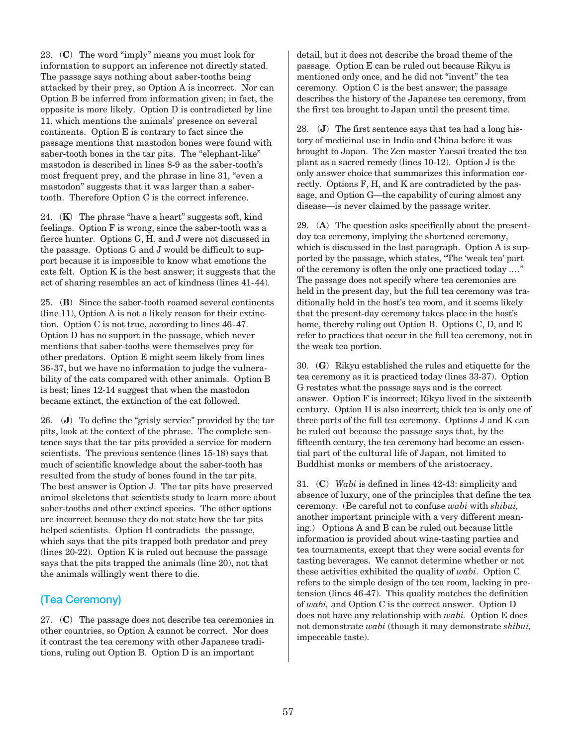23. (**C**) The word "imply" means you must look for information to support an inference not directly stated. The passage says nothing about saber-tooths being attacked by their prey, so Option A is incorrect. Nor can Option B be inferred from information given; in fact, the opposite is more likely. Option D is contradicted by line 11, which mentions the animals' presence on several continents. Option E is contrary to fact since the passage mentions that mastodon bones were found with saber-tooth bones in the tar pits. The "elephant-like" mastodon is described in lines 8-9 as the saber-tooth's most frequent prey, and the phrase in line 31, "even a mastodon" suggests that it was larger than a saber-tooth. Therefore Option C is the correct inference.

24. (**K**) The phrase "have a heart" suggests soft, kind feelings. Option F is wrong, since the saber-tooth was a fierce hunter. Options G, H, and J were not discussed in the passage. Options G and J would be difficult to support because it is impossible to know what emotions the cats felt. Option K is the best answer; it suggests that the act of sharing resembles an act of kindness (lines 41-44).

25. (**B**) Since the saber-tooth roamed several continents (line 11), Option A is not a likely reason for their extinction. Option C is not true, according to lines 46-47. Option D has no support in the passage, which never mentions that saber-tooths were themselves prey for other predators. Option E might seem likely from lines 36-37, but we have no information to judge the vulnerability of the cats compared with other animals. Option B is best; lines 12-14 suggest that when the mastodon became extinct, the extinction of the cat followed.

26. (**J**) To define the "grisly service" provided by the tar pits, look at the context of the phrase. The complete sentence says that the tar pits provided a service for modern scientists. The previous sentence (lines 15-18) says that much of scientific knowledge about the saber-tooth has resulted from the study of bones found in the tar pits. The best answer is Option J. The tar pits have preserved animal skeletons that scientists study to learn more about saber-tooths and other extinct species. The other options are incorrect because they do not state how the tar pits helped scientists. Option H contradicts the passage, which says that the pits trapped both predator and prey (lines 20-22). Option K is ruled out because the passage says that the pits trapped the animals (line 20), not that the animals willingly went there to die.

## (Tea Ceremony)

27. (**C**) The passage does not describe tea ceremonies in other countries, so Option A cannot be correct. Nor does it contrast the tea ceremony with other Japanese traditions, ruling out Option B. Option D is an important detail, but it does not describe the broad theme of the passage. Option E can be ruled out because Rikyu is mentioned only once, and he did not "invent" the tea ceremony. Option C is the best answer; the passage describes the history of the Japanese tea ceremony, from the first tea brought to Japan until the present time.

28. (**J**) The first sentence says that tea had a long history of medicinal use in India and China before it was brought to Japan. The Zen master Yaesai treated the tea plant as a sacred remedy (lines 10-12). Option J is the only answer choice that summarizes this information correctly. Options F, H, and K are contradicted by the passage, and Option G—the capability of curing almost any disease—is never claimed by the passage writer.

29. (**A**) The question asks specifically about the present-day tea ceremony, implying the shortened ceremony, which is discussed in the last paragraph. Option A is supported by the passage, which states, "The 'weak tea' part of the ceremony is often the only one practiced today …." The passage does not specify where tea ceremonies are held in the present day, but the full tea ceremony was traditionally held in the host's tea room, and it seems likely that the present-day ceremony takes place in the host's home, thereby ruling out Option B. Options C, D, and E refer to practices that occur in the full tea ceremony, not in the weak tea portion.

30. (**G**) Rikyu established the rules and etiquette for the tea ceremony as it is practiced today (lines 33-37). Option G restates what the passage says and is the correct answer. Option F is incorrect; Rikyu lived in the sixteenth century. Option H is also incorrect; thick tea is only one of three parts of the full tea ceremony. Options J and K can be ruled out because the passage says that, by the fifteenth century, the tea ceremony had become an essential part of the cultural life of Japan, not limited to Buddhist monks or members of the aristocracy.

31. (**C**) *Wabi* is defined in lines 42-43: simplicity and absence of luxury, one of the principles that define the tea ceremony. (Be careful not to confuse *wabi* with *shibui,* another important principle with a very different meaning.) Options A and B can be ruled out because little information is provided about wine-tasting parties and tea tournaments, except that they were social events for tasting beverages. We cannot determine whether or not these activities exhibited the quality of *wabi*. Option C refers to the simple design of the tea room, lacking in pretension (lines 46-47). This quality matches the definition of *wabi,* and Option C is the correct answer. Option D does not have any relationship with *wabi.* Option E does not demonstrate *wabi* (though it may demonstrate *shibui,* impeccable taste).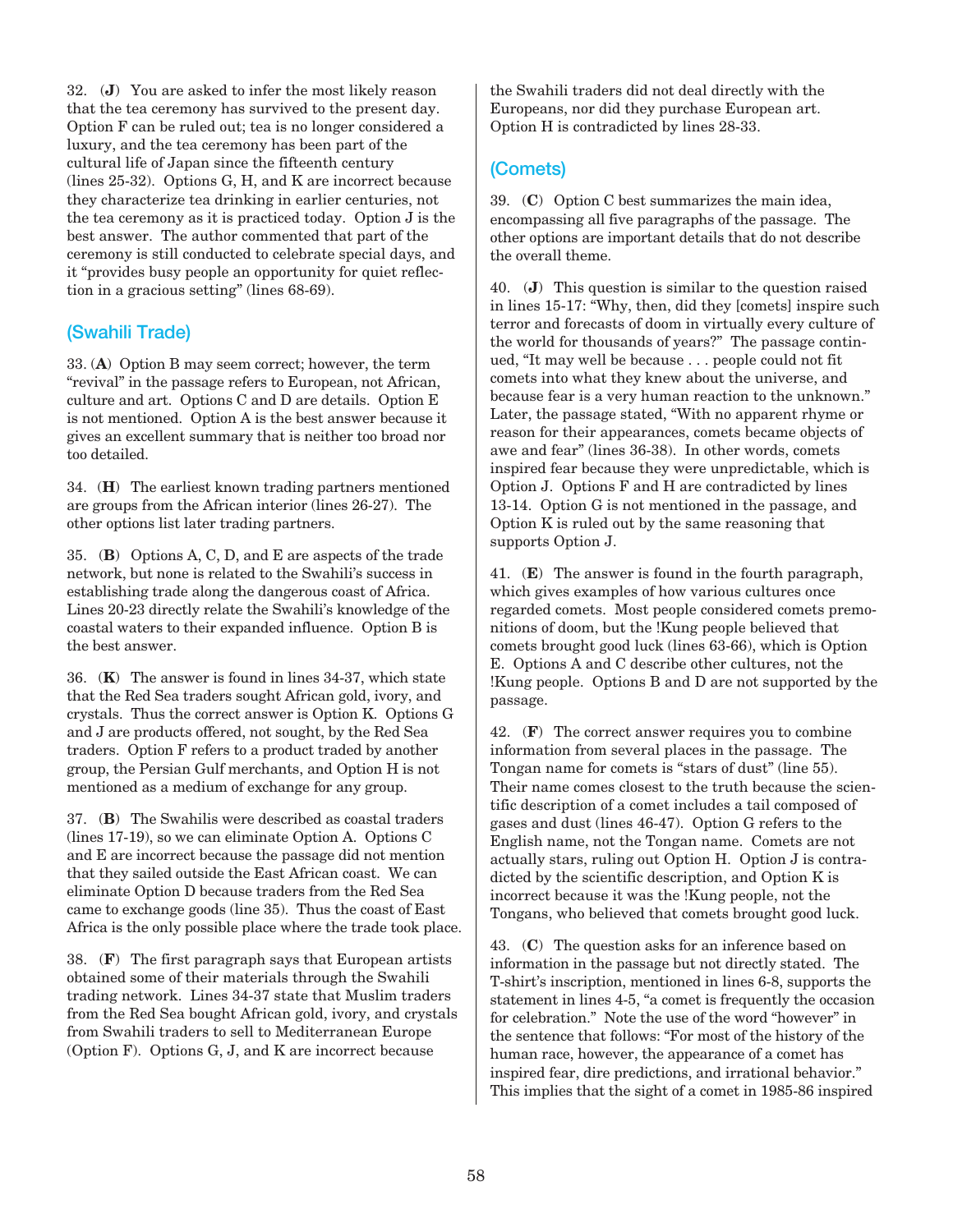32. (**J**) You are asked to infer the most likely reason that the tea ceremony has survived to the present day. Option F can be ruled out; tea is no longer considered a luxury, and the tea ceremony has been part of the cultural life of Japan since the fifteenth century (lines 25-32). Options G, H, and K are incorrect because they characterize tea drinking in earlier centuries, not the tea ceremony as it is practiced today. Option J is the best answer. The author commented that part of the ceremony is still conducted to celebrate special days, and it "provides busy people an opportunity for quiet reflection in a gracious setting" (lines 68-69).

## (Swahili Trade)

33. (**A**) Option B may seem correct; however, the term "revival" in the passage refers to European, not African, culture and art. Options C and D are details. Option E is not mentioned. Option A is the best answer because it gives an excellent summary that is neither too broad nor too detailed.

34. (**H**) The earliest known trading partners mentioned are groups from the African interior (lines 26-27). The other options list later trading partners.

35. (**B**) Options A, C, D, and E are aspects of the trade network, but none is related to the Swahili's success in establishing trade along the dangerous coast of Africa. Lines 20-23 directly relate the Swahili's knowledge of the coastal waters to their expanded influence. Option B is the best answer.

36. (**K**) The answer is found in lines 34-37, which state that the Red Sea traders sought African gold, ivory, and crystals. Thus the correct answer is Option K. Options G and J are products offered, not sought, by the Red Sea traders. Option F refers to a product traded by another group, the Persian Gulf merchants, and Option H is not mentioned as a medium of exchange for any group.

37. (**B**) The Swahilis were described as coastal traders (lines 17-19), so we can eliminate Option A. Options C and E are incorrect because the passage did not mention that they sailed outside the East African coast. We can eliminate Option D because traders from the Red Sea came to exchange goods (line 35). Thus the coast of East Africa is the only possible place where the trade took place.

38. (**F**) The first paragraph says that European artists obtained some of their materials through the Swahili trading network. Lines 34-37 state that Muslim traders from the Red Sea bought African gold, ivory, and crystals from Swahili traders to sell to Mediterranean Europe (Option F). Options G, J, and K are incorrect because the Swahili traders did not deal directly with the Europeans, nor did they purchase European art. Option H is contradicted by lines 28-33.

## (Comets)

39. (**C**) Option C best summarizes the main idea, encompassing all five paragraphs of the passage. The other options are important details that do not describe the overall theme.

40. (**J**) This question is similar to the question raised in lines 15-17: "Why, then, did they [comets] inspire such terror and forecasts of doom in virtually every culture of the world for thousands of years?" The passage continued, "It may well be because . . . people could not fit comets into what they knew about the universe, and because fear is a very human reaction to the unknown." Later, the passage stated, "With no apparent rhyme or reason for their appearances, comets became objects of awe and fear" (lines 36-38). In other words, comets inspired fear because they were unpredictable, which is Option J. Options F and H are contradicted by lines 13-14. Option G is not mentioned in the passage, and Option K is ruled out by the same reasoning that supports Option J.

41. (**E**) The answer is found in the fourth paragraph, which gives examples of how various cultures once regarded comets. Most people considered comets premonitions of doom, but the !Kung people believed that comets brought good luck (lines 63-66), which is Option E. Options A and C describe other cultures, not the !Kung people. Options B and D are not supported by the passage.

42. (**F**) The correct answer requires you to combine information from several places in the passage. The Tongan name for comets is "stars of dust" (line 55). Their name comes closest to the truth because the scientific description of a comet includes a tail composed of gases and dust (lines 46-47). Option G refers to the English name, not the Tongan name. Comets are not actually stars, ruling out Option H. Option J is contradicted by the scientific description, and Option K is incorrect because it was the !Kung people, not the Tongans, who believed that comets brought good luck.

43. (**C**) The question asks for an inference based on information in the passage but not directly stated. The T-shirt's inscription, mentioned in lines 6-8, supports the statement in lines 4-5, "a comet is frequently the occasion for celebration." Note the use of the word "however" in the sentence that follows: "For most of the history of the human race, however, the appearance of a comet has inspired fear, dire predictions, and irrational behavior." This implies that the sight of a comet in 1985-86 inspired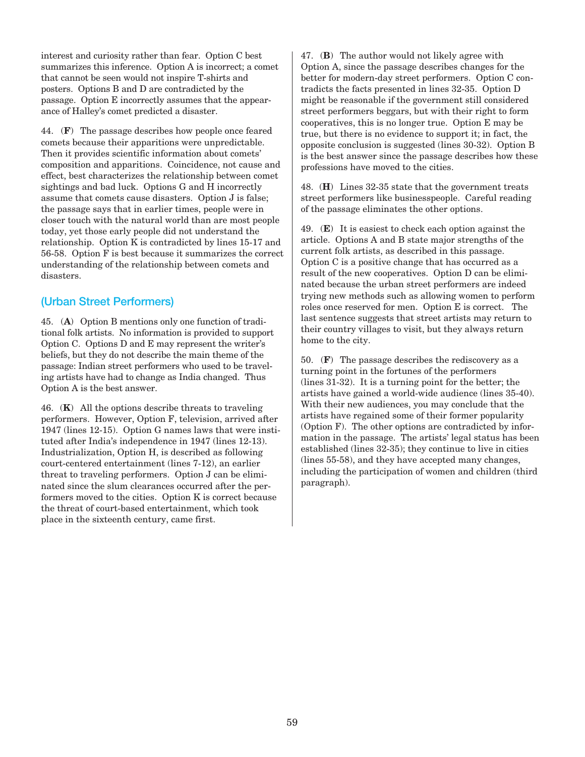interest and curiosity rather than fear. Option C best summarizes this inference. Option A is incorrect; a comet that cannot be seen would not inspire T-shirts and posters. Options B and D are contradicted by the passage. Option E incorrectly assumes that the appearance of Halley's comet predicted a disaster.

44. (**F**) The passage describes how people once feared comets because their apparitions were unpredictable. Then it provides scientific information about comets' composition and apparitions. Coincidence, not cause and effect, best characterizes the relationship between comet sightings and bad luck. Options G and H incorrectly assume that comets cause disasters. Option J is false; the passage says that in earlier times, people were in closer touch with the natural world than are most people today, yet those early people did not understand the relationship. Option K is contradicted by lines 15-17 and 56-58. Option F is best because it summarizes the correct understanding of the relationship between comets and disasters.

## (Urban Street Performers)

45. (**A**) Option B mentions only one function of traditional folk artists. No information is provided to support Option C. Options D and E may represent the writer's beliefs, but they do not describe the main theme of the passage: Indian street performers who used to be traveling artists have had to change as India changed. Thus Option A is the best answer.

46. (**K**) All the options describe threats to traveling performers. However, Option F, television, arrived after 1947 (lines 12-15). Option G names laws that were instituted after India's independence in 1947 (lines 12-13). Industrialization, Option H, is described as following court-centered entertainment (lines 7-12), an earlier threat to traveling performers. Option J can be eliminated since the slum clearances occurred after the performers moved to the cities. Option K is correct because the threat of court-based entertainment, which took place in the sixteenth century, came first.

47. (**B**) The author would not likely agree with Option A, since the passage describes changes for the better for modern-day street performers. Option C contradicts the facts presented in lines 32-35. Option D might be reasonable if the government still considered street performers beggars, but with their right to form cooperatives, this is no longer true. Option E may be true, but there is no evidence to support it; in fact, the opposite conclusion is suggested (lines 30-32). Option B is the best answer since the passage describes how these professions have moved to the cities.

48. (**H**) Lines 32-35 state that the government treats street performers like businesspeople. Careful reading of the passage eliminates the other options.

49. (**E**) It is easiest to check each option against the article. Options A and B state major strengths of the current folk artists, as described in this passage. Option C is a positive change that has occurred as a result of the new cooperatives. Option D can be eliminated because the urban street performers are indeed trying new methods such as allowing women to perform roles once reserved for men. Option E is correct. The last sentence suggests that street artists may return to their country villages to visit, but they always return home to the city.

50. (**F**) The passage describes the rediscovery as a turning point in the fortunes of the performers (lines 31-32). It is a turning point for the better; the artists have gained a world-wide audience (lines 35-40). With their new audiences, you may conclude that the artists have regained some of their former popularity (Option F). The other options are contradicted by information in the passage. The artists' legal status has been established (lines 32-35); they continue to live in cities (lines 55-58), and they have accepted many changes, including the participation of women and children (third paragraph).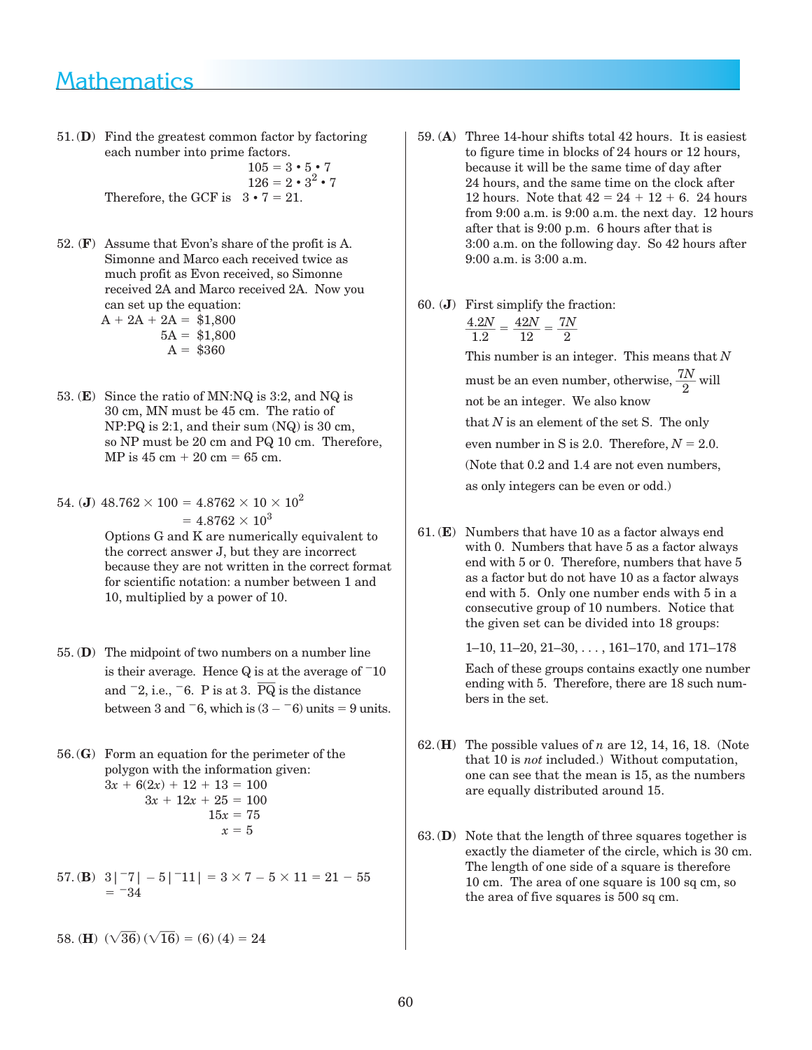# Mathematics

51. **(D)** Find the greatest common factor by factoring each number into prime factors.

$$105 = 3 \cdot 5 \cdot 7$$
$$126 = 2 \cdot 3^2 \cdot 7$$

Therefore, the GCF is $3 \cdot 7 = 21$.

52. **(F)** Assume that Evon's share of the profit is A. Simonne and Marco each received twice as much profit as Evon received, so Simonne received 2A and Marco received 2A. Now you can set up the equation:

$$A + 2A + 2A = \$1{,}800$$
$$5A = \$1{,}800$$
$$A = \$360$$

53. **(E)** Since the ratio of MN:NQ is 3:2, and NQ is 30 cm, MN must be 45 cm. The ratio of NP:PQ is 2:1, and their sum (NQ) is 30 cm, so NP must be 20 cm and PQ 10 cm. Therefore, MP is 45 cm + 20 cm = 65 cm.

54. **(J)** $48.762 \times 100 = 4.8762 \times 10 \times 10^2$
$= 4.8762 \times 10^3$

Options G and K are numerically equivalent to the correct answer J, but they are incorrect because they are not written in the correct format for scientific notation: a number between 1 and 10, multiplied by a power of 10.

55. **(D)** The midpoint of two numbers on a number line is their average. Hence Q is at the average of $^{-}10$ and $^{-}2$, i.e., $^{-}6$. P is at 3. $\overline{PQ}$ is the distance between 3 and $^{-}6$, which is $(3 - {}^{-}6)$ units = 9 units.

56. **(G)** Form an equation for the perimeter of the polygon with the information given:

$$3x + 6(2x) + 12 + 13 = 100$$
$$3x + 12x + 25 = 100$$
$$15x = 75$$
$$x = 5$$

57. **(B)** $3|{}^{-}7| - 5|{}^{-}11| = 3 \times 7 - 5 \times 11 = 21 - 55 = {}^{-}34$

58. **(H)** $(\sqrt{36})(\sqrt{16}) = (6)(4) = 24$

59. **(A)** Three 14-hour shifts total 42 hours. It is easiest to figure time in blocks of 24 hours or 12 hours, because it will be the same time of day after 24 hours, and the same time on the clock after 12 hours. Note that 42 = 24 + 12 + 6. 24 hours from 9:00 a.m. is 9:00 a.m. the next day. 12 hours after that is 9:00 p.m. 6 hours after that is 3:00 a.m. on the following day. So 42 hours after 9:00 a.m. is 3:00 a.m.

60. **(J)** First simplify the fraction:

$$\frac{4.2N}{1.2} = \frac{42N}{12} = \frac{7N}{2}$$

This number is an integer. This means that $N$ must be an even number, otherwise, $\frac{7N}{2}$ will not be an integer. We also know that $N$ is an element of the set S. The only even number in S is 2.0. Therefore, $N = 2.0$. (Note that 0.2 and 1.4 are not even numbers, as only integers can be even or odd.)

61. **(E)** Numbers that have 10 as a factor always end with 0. Numbers that have 5 as a factor always end with 5 or 0. Therefore, numbers that have 5 as a factor but do not have 10 as a factor always end with 5. Only one number ends with 5 in a consecutive group of 10 numbers. Notice that the given set can be divided into 18 groups:

1–10, 11–20, 21–30, . . . , 161–170, and 171–178

Each of these groups contains exactly one number ending with 5. Therefore, there are 18 such numbers in the set.

62. **(H)** The possible values of $n$ are 12, 14, 16, 18. (Note that 10 is *not* included.) Without computation, one can see that the mean is 15, as the numbers are equally distributed around 15.

63. **(D)** Note that the length of three squares together is exactly the diameter of the circle, which is 30 cm. The length of one side of a square is therefore 10 cm. The area of one square is 100 sq cm, so the area of five squares is 500 sq cm.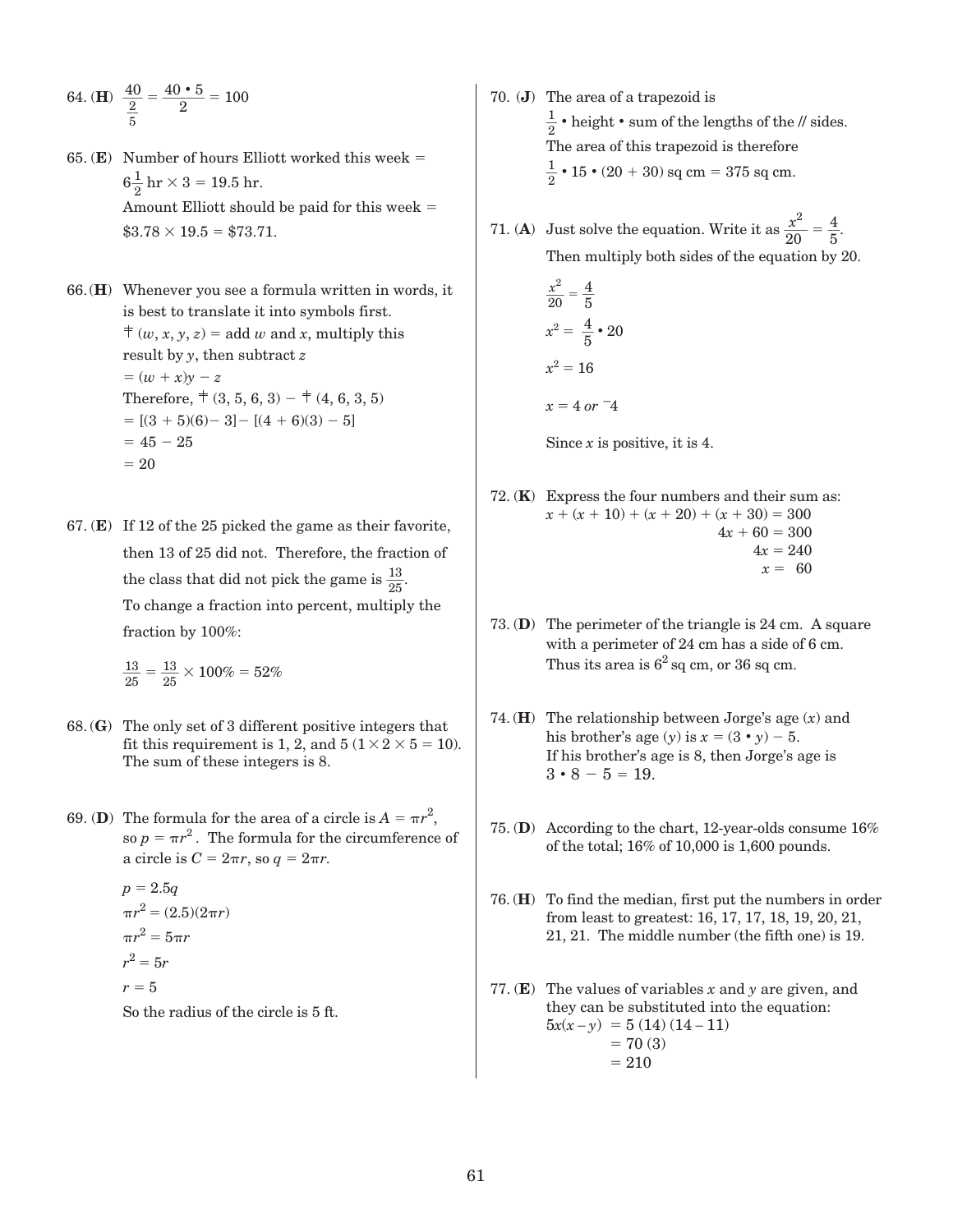64. (**H**) $\frac{40}{\frac{2}{5}} = \frac{40 \cdot 5}{2} = 100$

65. (**E**) Number of hours Elliott worked this week = $6\frac{1}{2}$ hr $\times$ 3 = 19.5 hr.
Amount Elliott should be paid for this week = \$3.78 $\times$ 19.5 = \$73.71.

66. (**H**) Whenever you see a formula written in words, it is best to translate it into symbols first.
$\mp (w, x, y, z)$ = add $w$ and $x$, multiply this result by $y$, then subtract $z$
$= (w + x)y - z$
Therefore, $\mp (3, 5, 6, 3) - \mp (4, 6, 3, 5)$
$= [(3 + 5)(6) - 3] - [(4 + 6)(3) - 5]$
$= 45 - 25$
$= 20$

67. (**E**) If 12 of the 25 picked the game as their favorite, then 13 of 25 did not. Therefore, the fraction of the class that did not pick the game is $\frac{13}{25}$.
To change a fraction into percent, multiply the fraction by 100%:

$\frac{13}{25} = \frac{13}{25} \times 100\% = 52\%$

68. (**G**) The only set of 3 different positive integers that fit this requirement is 1, 2, and 5 ($1 \times 2 \times 5 = 10$). The sum of these integers is 8.

69. (**D**) The formula for the area of a circle is $A = \pi r^2$, so $p = \pi r^2$. The formula for the circumference of a circle is $C = 2\pi r$, so $q = 2\pi r$.

$p = 2.5q$

$\pi r^2 = (2.5)(2\pi r)$

$\pi r^2 = 5\pi r$

$r^2 = 5r$

$r = 5$

So the radius of the circle is 5 ft.

70. (**J**) The area of a trapezoid is
$\frac{1}{2} \cdot$ height $\cdot$ sum of the lengths of the // sides.
The area of this trapezoid is therefore
$\frac{1}{2} \cdot 15 \cdot (20 + 30)$ sq cm = 375 sq cm.

71. (**A**) Just solve the equation. Write it as $\frac{x^2}{20} = \frac{4}{5}$.
Then multiply both sides of the equation by 20.

$\frac{x^2}{20} = \frac{4}{5}$

$x^2 = \frac{4}{5} \cdot 20$

$x^2 = 16$

$x = 4$ *or* $^{-}4$

Since $x$ is positive, it is 4.

72. (**K**) Express the four numbers and their sum as:
$x + (x + 10) + (x + 20) + (x + 30) = 300$
$4x + 60 = 300$
$4x = 240$
$x = 60$

73. (**D**) The perimeter of the triangle is 24 cm. A square with a perimeter of 24 cm has a side of 6 cm. Thus its area is $6^2$ sq cm, or 36 sq cm.

74. (**H**) The relationship between Jorge's age ($x$) and his brother's age ($y$) is $x = (3 \cdot y) - 5$.
If his brother's age is 8, then Jorge's age is $3 \cdot 8 - 5 = 19$.

75. (**D**) According to the chart, 12-year-olds consume 16% of the total; 16% of 10,000 is 1,600 pounds.

76. (**H**) To find the median, first put the numbers in order from least to greatest: 16, 17, 17, 18, 19, 20, 21, 21, 21. The middle number (the fifth one) is 19.

77. (**E**) The values of variables $x$ and $y$ are given, and they can be substituted into the equation:
$5x(x - y) = 5\,(14)\,(14 - 11)$
$= 70\,(3)$
$= 210$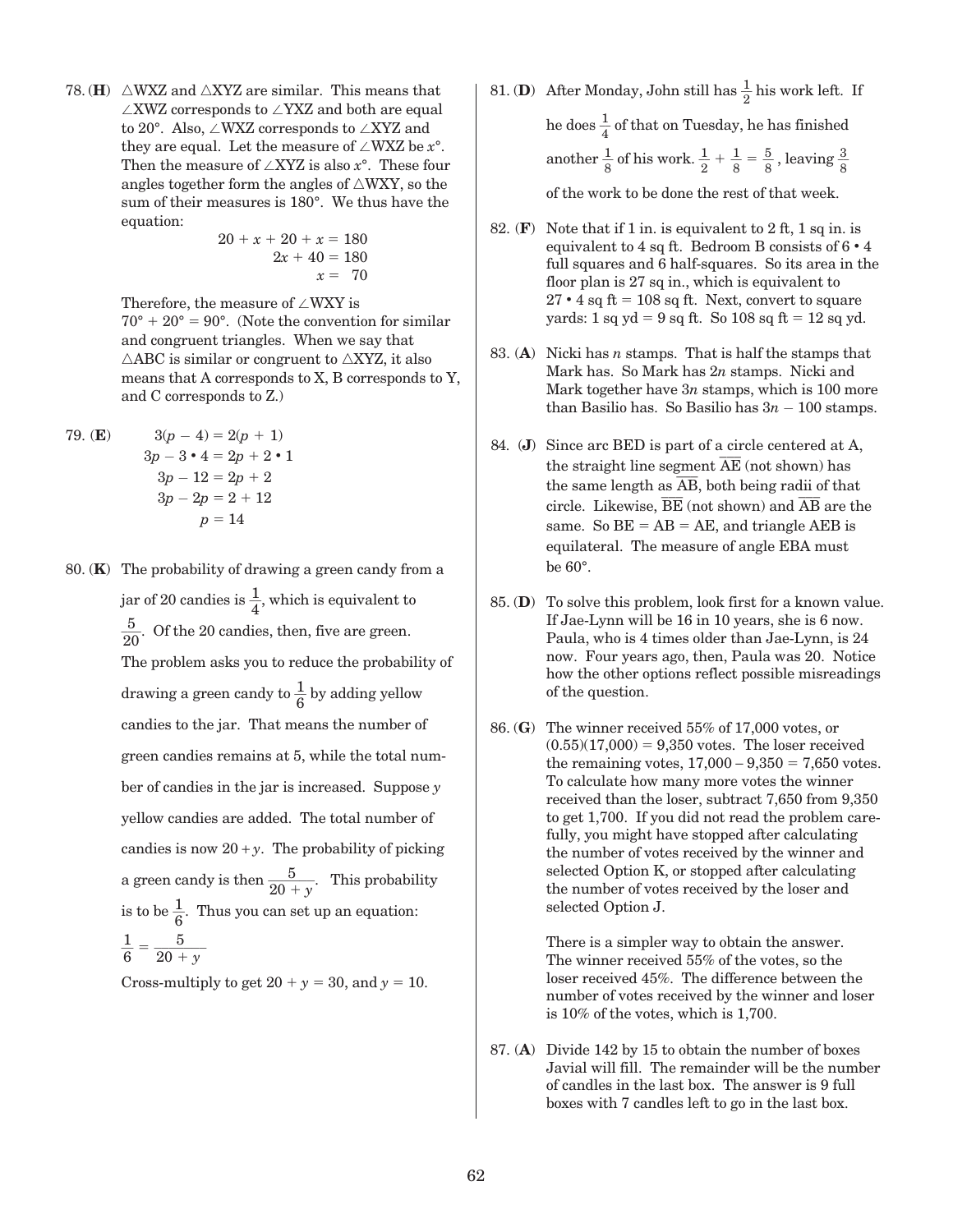78. (**H**) $\triangle$WXZ and $\triangle$XYZ are similar. This means that $\angle$XWZ corresponds to $\angle$YXZ and both are equal to 20°. Also, $\angle$WXZ corresponds to $\angle$XYZ and they are equal. Let the measure of $\angle$WXZ be $x$°. Then the measure of $\angle$XYZ is also $x$°. These four angles together form the angles of $\triangle$WXY, so the sum of their measures is 180°. We thus have the equation:

$$\begin{aligned} 20 + x + 20 + x &= 180 \\ 2x + 40 &= 180 \\ x &= 70 \end{aligned}$$

Therefore, the measure of $\angle$WXY is 70° + 20° = 90°. (Note the convention for similar and congruent triangles. When we say that $\triangle$ABC is similar or congruent to $\triangle$XYZ, it also means that A corresponds to X, B corresponds to Y, and C corresponds to Z.)

79. (**E**)

$$\begin{aligned} 3(p - 4) &= 2(p + 1) \\ 3p - 3 \cdot 4 &= 2p + 2 \cdot 1 \\ 3p - 12 &= 2p + 2 \\ 3p - 2p &= 2 + 12 \\ p &= 14 \end{aligned}$$

80. (**K**) The probability of drawing a green candy from a jar of 20 candies is $\frac{1}{4}$, which is equivalent to $\frac{5}{20}$. Of the 20 candies, then, five are green. The problem asks you to reduce the probability of drawing a green candy to $\frac{1}{6}$ by adding yellow candies to the jar. That means the number of green candies remains at 5, while the total number of candies in the jar is increased. Suppose $y$ yellow candies are added. The total number of candies is now $20 + y$. The probability of picking a green candy is then $\frac{5}{20 + y}$. This probability is to be $\frac{1}{6}$. Thus you can set up an equation:

$$\frac{1}{6} = \frac{5}{20 + y}$$

Cross-multiply to get $20 + y = 30$, and $y = 10$.

81. (**D**) After Monday, John still has $\frac{1}{2}$ his work left. If he does $\frac{1}{4}$ of that on Tuesday, he has finished another $\frac{1}{8}$ of his work. $\frac{1}{2} + \frac{1}{8} = \frac{5}{8}$, leaving $\frac{3}{8}$ of the work to be done the rest of that week.

82. (**F**) Note that if 1 in. is equivalent to 2 ft, 1 sq in. is equivalent to 4 sq ft. Bedroom B consists of $6 \cdot 4$ full squares and 6 half-squares. So its area in the floor plan is 27 sq in., which is equivalent to $27 \cdot 4$ sq ft = 108 sq ft. Next, convert to square yards: 1 sq yd = 9 sq ft. So 108 sq ft = 12 sq yd.

83. (**A**) Nicki has $n$ stamps. That is half the stamps that Mark has. So Mark has $2n$ stamps. Nicki and Mark together have $3n$ stamps, which is 100 more than Basilio has. So Basilio has $3n - 100$ stamps.

84. (**J**) Since arc BED is part of a circle centered at A, the straight line segment $\overline{AE}$ (not shown) has the same length as $\overline{AB}$, both being radii of that circle. Likewise, $\overline{BE}$ (not shown) and $\overline{AB}$ are the same. So BE = AB = AE, and triangle AEB is equilateral. The measure of angle EBA must be 60°.

85. (**D**) To solve this problem, look first for a known value. If Jae-Lynn will be 16 in 10 years, she is 6 now. Paula, who is 4 times older than Jae-Lynn, is 24 now. Four years ago, then, Paula was 20. Notice how the other options reflect possible misreadings of the question.

86. (**G**) The winner received 55% of 17,000 votes, or $(0.55)(17{,}000) = 9{,}350$ votes. The loser received the remaining votes, $17{,}000 - 9{,}350 = 7{,}650$ votes. To calculate how many more votes the winner received than the loser, subtract 7,650 from 9,350 to get 1,700. If you did not read the problem carefully, you might have stopped after calculating the number of votes received by the winner and selected Option K, or stopped after calculating the number of votes received by the loser and selected Option J.

There is a simpler way to obtain the answer. The winner received 55% of the votes, so the loser received 45%. The difference between the number of votes received by the winner and loser is 10% of the votes, which is 1,700.

87. (**A**) Divide 142 by 15 to obtain the number of boxes Javial will fill. The remainder will be the number of candles in the last box. The answer is 9 full boxes with 7 candles left to go in the last box.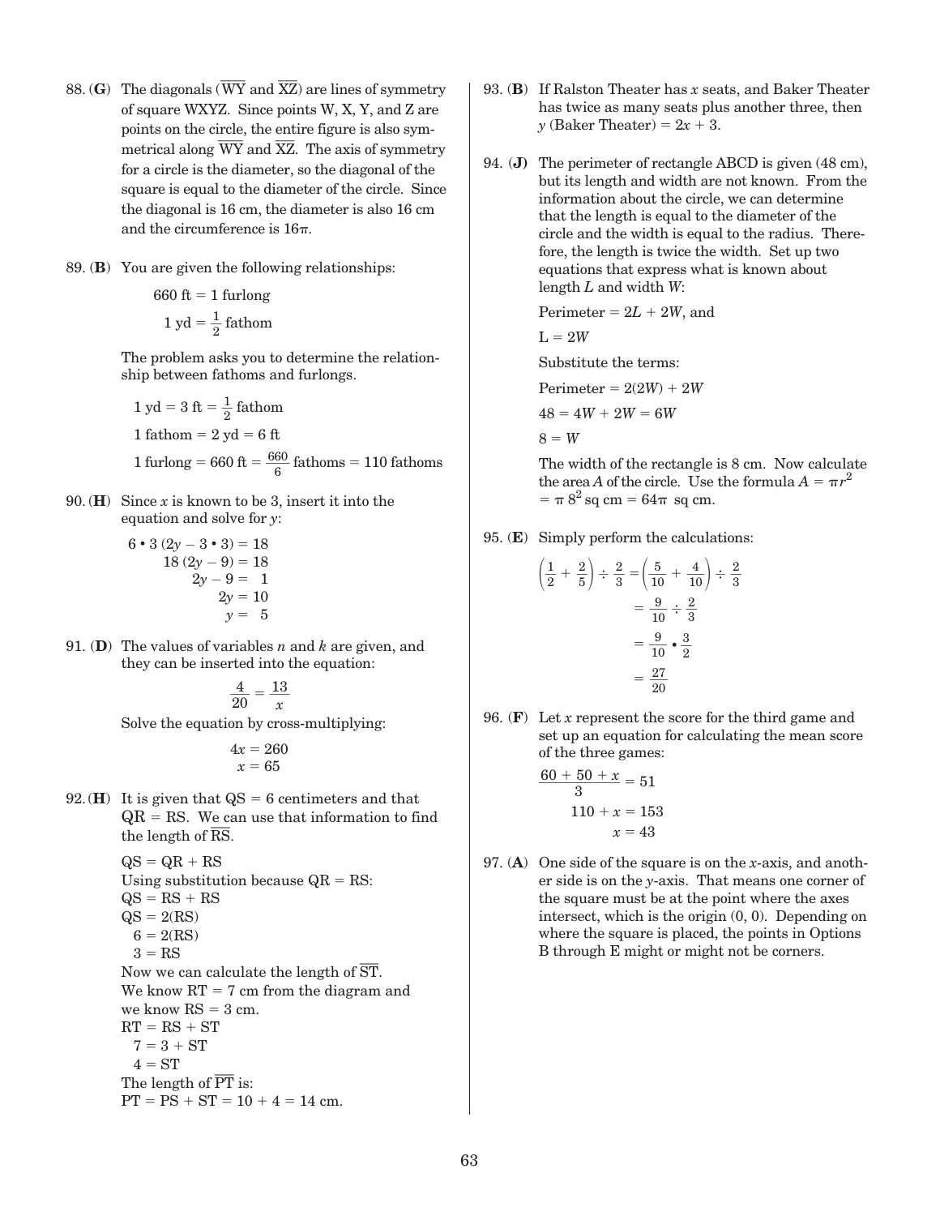88. (**G**) The diagonals ($\overline{WY}$ and $\overline{XZ}$) are lines of symmetry of square WXYZ. Since points W, X, Y, and Z are points on the circle, the entire figure is also symmetrical along $\overline{WY}$ and $\overline{XZ}$. The axis of symmetry for a circle is the diameter, so the diagonal of the square is equal to the diameter of the circle. Since the diagonal is 16 cm, the diameter is also 16 cm and the circumference is $16\pi$.

89. (**B**) You are given the following relationships:

$$660 \text{ ft} = 1 \text{ furlong}$$
$$1 \text{ yd} = \tfrac{1}{2} \text{ fathom}$$

The problem asks you to determine the relationship between fathoms and furlongs.

$$1 \text{ yd} = 3 \text{ ft} = \tfrac{1}{2} \text{ fathom}$$
$$1 \text{ fathom} = 2 \text{ yd} = 6 \text{ ft}$$
$$1 \text{ furlong} = 660 \text{ ft} = \tfrac{660}{6} \text{ fathoms} = 110 \text{ fathoms}$$

90. (**H**) Since $x$ is known to be 3, insert it into the equation and solve for $y$:

$$6 \cdot 3\,(2y - 3 \cdot 3) = 18$$
$$18\,(2y - 9) = 18$$
$$2y - 9 = 1$$
$$2y = 10$$
$$y = 5$$

91. (**D**) The values of variables $n$ and $k$ are given, and they can be inserted into the equation:

$$\frac{4}{20} = \frac{13}{x}$$

Solve the equation by cross-multiplying:

$$4x = 260$$
$$x = 65$$

92. (**H**) It is given that QS = 6 centimeters and that QR = RS. We can use that information to find the length of $\overline{RS}$.

QS = QR + RS
Using substitution because QR = RS:
QS = RS + RS
QS = 2(RS)
6 = 2(RS)
3 = RS
Now we can calculate the length of $\overline{ST}$.
We know RT = 7 cm from the diagram and we know RS = 3 cm.
RT = RS + ST
7 = 3 + ST
4 = ST
The length of $\overline{PT}$ is:
PT = PS + ST = 10 + 4 = 14 cm.

93. (**B**) If Ralston Theater has $x$ seats, and Baker Theater has twice as many seats plus another three, then $y$ (Baker Theater) $= 2x + 3$.

94. (**J**) The perimeter of rectangle ABCD is given (48 cm), but its length and width are not known. From the information about the circle, we can determine that the length is equal to the diameter of the circle and the width is equal to the radius. Therefore, the length is twice the width. Set up two equations that express what is known about length $L$ and width $W$:

Perimeter = $2L + 2W$, and

$L = 2W$

Substitute the terms:

Perimeter = $2(2W) + 2W$

$48 = 4W + 2W = 6W$

$8 = W$

The width of the rectangle is 8 cm. Now calculate the area $A$ of the circle. Use the formula $A = \pi r^2 = \pi\, 8^2$ sq cm $= 64\pi$ sq cm.

95. (**E**) Simply perform the calculations:

$$\left(\frac{1}{2} + \frac{2}{5}\right) \div \frac{2}{3} = \left(\frac{5}{10} + \frac{4}{10}\right) \div \frac{2}{3}$$
$$= \frac{9}{10} \div \frac{2}{3}$$
$$= \frac{9}{10} \cdot \frac{3}{2}$$
$$= \frac{27}{20}$$

96. (**F**) Let $x$ represent the score for the third game and set up an equation for calculating the mean score of the three games:

$$\frac{60 + 50 + x}{3} = 51$$
$$110 + x = 153$$
$$x = 43$$

97. (**A**) One side of the square is on the $x$-axis, and another side is on the $y$-axis. That means one corner of the square must be at the point where the axes intersect, which is the origin (0, 0). Depending on where the square is placed, the points in Options B through E might or might not be corners.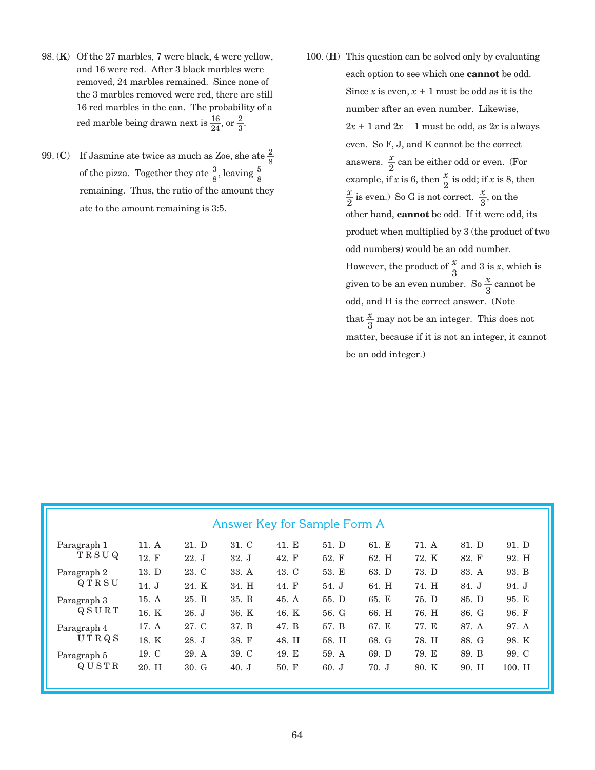98. (**K**) Of the 27 marbles, 7 were black, 4 were yellow, and 16 were red. After 3 black marbles were removed, 24 marbles remained. Since none of the 3 marbles removed were red, there are still 16 red marbles in the can. The probability of a red marble being drawn next is $\frac{16}{24}$, or $\frac{2}{3}$.

99. (**C**) If Jasmine ate twice as much as Zoe, she ate $\frac{2}{8}$ of the pizza. Together they ate $\frac{3}{8}$, leaving $\frac{5}{8}$ remaining. Thus, the ratio of the amount they ate to the amount remaining is 3:5.

100. (**H**) This question can be solved only by evaluating each option to see which one **cannot** be odd. Since $x$ is even, $x + 1$ must be odd as it is the number after an even number. Likewise, $2x + 1$ and $2x - 1$ must be odd, as $2x$ is always even. So F, J, and K cannot be the correct answers. $\frac{x}{2}$ can be either odd or even. (For example, if $x$ is 6, then $\frac{x}{2}$ is odd; if $x$ is 8, then $\frac{x}{2}$ is even.) So G is not correct. $\frac{x}{3}$, on the other hand, **cannot** be odd. If it were odd, its product when multiplied by 3 (the product of two odd numbers) would be an odd number. However, the product of $\frac{x}{3}$ and 3 is $x$, which is given to be an even number. So $\frac{x}{3}$ cannot be odd, and H is the correct answer. (Note that $\frac{x}{3}$ may not be an integer. This does not matter, because if it is not an integer, it cannot be an odd integer.)

## Answer Key for Sample Form A

| | | | | | | | | | |
|---|---|---|---|---|---|---|---|---|---|
| Paragraph 1 | 11. A | 21. D | 31. C | 41. E | 51. D | 61. E | 71. A | 81. D | 91. D |
| T R S U Q | 12. F | 22. J | 32. J | 42. F | 52. F | 62. H | 72. K | 82. F | 92. H |
| Paragraph 2 | 13. D | 23. C | 33. A | 43. C | 53. E | 63. D | 73. D | 83. A | 93. B |
| Q T R S U | 14. J | 24. K | 34. H | 44. F | 54. J | 64. H | 74. H | 84. J | 94. J |
| Paragraph 3 | 15. A | 25. B | 35. B | 45. A | 55. D | 65. E | 75. D | 85. D | 95. E |
| Q S U R T | 16. K | 26. J | 36. K | 46. K | 56. G | 66. H | 76. H | 86. G | 96. F |
| Paragraph 4 | 17. A | 27. C | 37. B | 47. B | 57. B | 67. E | 77. E | 87. A | 97. A |
| U T R Q S | 18. K | 28. J | 38. F | 48. H | 58. H | 68. G | 78. H | 88. G | 98. K |
| Paragraph 5 | 19. C | 29. A | 39. C | 49. E | 59. A | 69. D | 79. E | 89. B | 99. C |
| Q U S T R | 20. H | 30. G | 40. J | 50. F | 60. J | 70. J | 80. K | 90. H | 100. H |